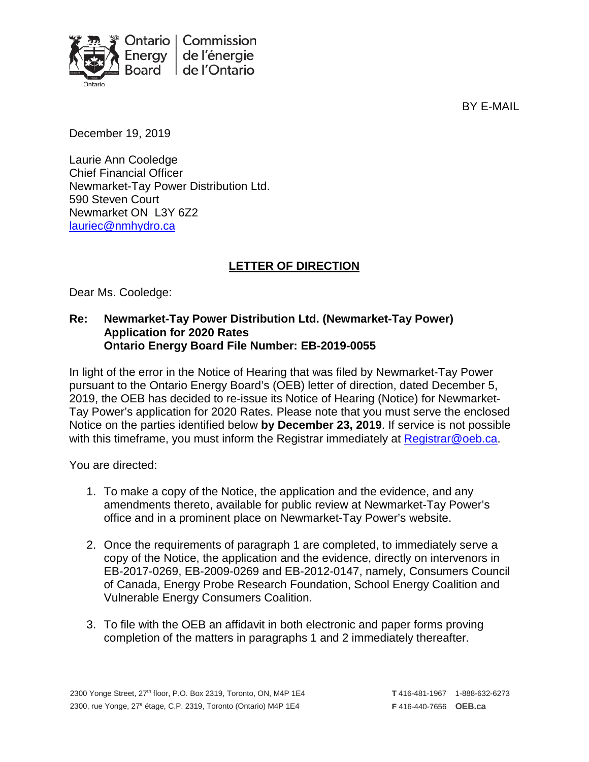Ontario Energy Board | Commission de l'énergie de l'Ontario

BY E-MAIL

December 19, 2019

Laurie Ann Cooledge
Chief Financial Officer
Newmarket-Tay Power Distribution Ltd.
590 Steven Court
Newmarket ON L3Y 6Z2
lauriec@nmhydro.ca

## LETTER OF DIRECTION

Dear Ms. Cooledge:

**Re: Newmarket-Tay Power Distribution Ltd. (Newmarket-Tay Power)
Application for 2020 Rates
Ontario Energy Board File Number: EB-2019-0055**

In light of the error in the Notice of Hearing that was filed by Newmarket-Tay Power pursuant to the Ontario Energy Board's (OEB) letter of direction, dated December 5, 2019, the OEB has decided to re-issue its Notice of Hearing (Notice) for Newmarket-Tay Power's application for 2020 Rates. Please note that you must serve the enclosed Notice on the parties identified below **by December 23, 2019**. If service is not possible with this timeframe, you must inform the Registrar immediately at Registrar@oeb.ca.

You are directed:

1. To make a copy of the Notice, the application and the evidence, and any amendments thereto, available for public review at Newmarket-Tay Power's office and in a prominent place on Newmarket-Tay Power's website.
2. Once the requirements of paragraph 1 are completed, to immediately serve a copy of the Notice, the application and the evidence, directly on intervenors in EB-2017-0269, EB-2009-0269 and EB-2012-0147, namely, Consumers Council of Canada, Energy Probe Research Foundation, School Energy Coalition and Vulnerable Energy Consumers Coalition.
3. To file with the OEB an affidavit in both electronic and paper forms proving completion of the matters in paragraphs 1 and 2 immediately thereafter.

2300 Yonge Street, 27th floor, P.O. Box 2319, Toronto, ON, M4P 1E4
2300, rue Yonge, 27e étage, C.P. 2319, Toronto (Ontario) M4P 1E4

T 416-481-1967 1-888-632-6273
F 416-440-7656 OEB.ca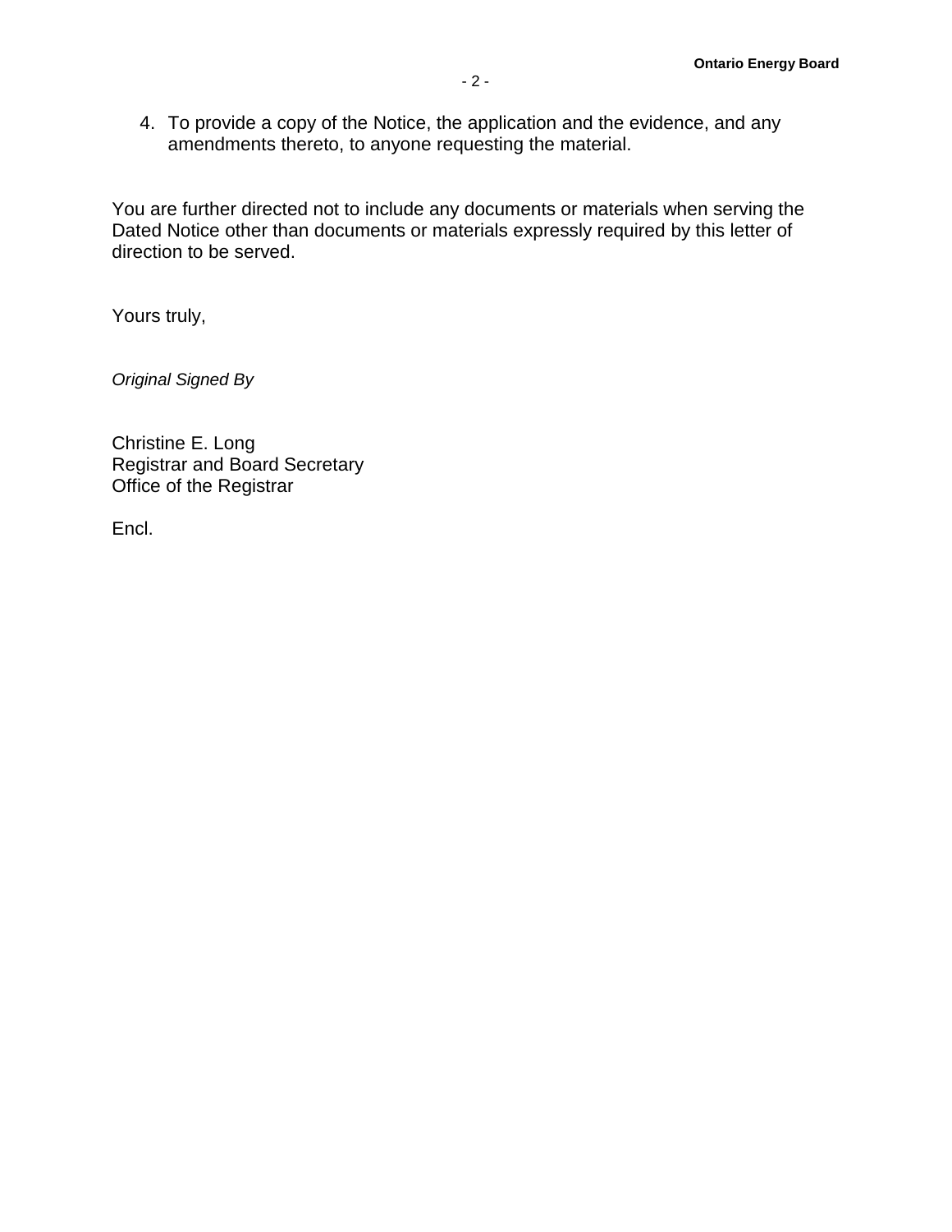4. To provide a copy of the Notice, the application and the evidence, and any amendments thereto, to anyone requesting the material.

You are further directed not to include any documents or materials when serving the Dated Notice other than documents or materials expressly required by this letter of direction to be served.

Yours truly,

*Original Signed By*

Christine E. Long
Registrar and Board Secretary
Office of the Registrar

Encl.